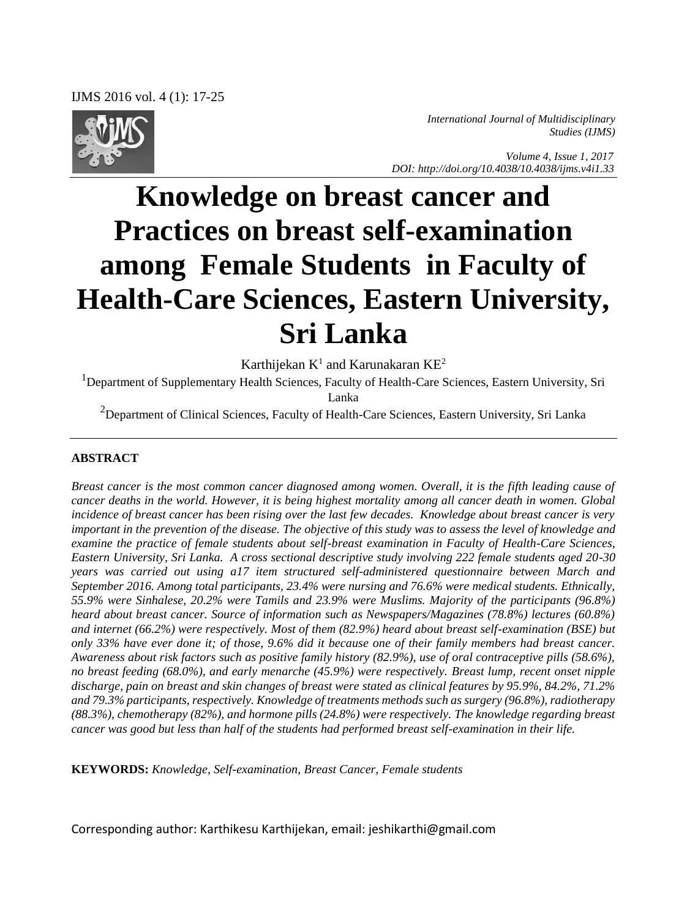*International Journal of Multidisciplinary Studies (IJMS)*

*Volume 4, Issue 1, 2017*
*DOI: http://doi.org/10.4038/10.4038/ijms.v4i1.33*

# Knowledge on breast cancer and Practices on breast self-examination among Female Students in Faculty of Health-Care Sciences, Eastern University, Sri Lanka

Karthijekan K[1] and Karunakaran KE[2]

[1]Department of Supplementary Health Sciences, Faculty of Health-Care Sciences, Eastern University, Sri Lanka

[2]Department of Clinical Sciences, Faculty of Health-Care Sciences, Eastern University, Sri Lanka

## ABSTRACT

*Breast cancer is the most common cancer diagnosed among women. Overall, it is the fifth leading cause of cancer deaths in the world. However, it is being highest mortality among all cancer death in women. Global incidence of breast cancer has been rising over the last few decades. Knowledge about breast cancer is very important in the prevention of the disease. The objective of this study was to assess the level of knowledge and examine the practice of female students about self-breast examination in Faculty of Health-Care Sciences, Eastern University, Sri Lanka. A cross sectional descriptive study involving 222 female students aged 20-30 years was carried out using a17 item structured self-administered questionnaire between March and September 2016. Among total participants, 23.4% were nursing and 76.6% were medical students. Ethnically, 55.9% were Sinhalese, 20.2% were Tamils and 23.9% were Muslims. Majority of the participants (96.8%) heard about breast cancer. Source of information such as Newspapers/Magazines (78.8%) lectures (60.8%) and internet (66.2%) were respectively. Most of them (82.9%) heard about breast self-examination (BSE) but only 33% have ever done it; of those, 9.6% did it because one of their family members had breast cancer. Awareness about risk factors such as positive family history (82.9%), use of oral contraceptive pills (58.6%), no breast feeding (68.0%), and early menarche (45.9%) were respectively. Breast lump, recent onset nipple discharge, pain on breast and skin changes of breast were stated as clinical features by 95.9%, 84.2%, 71.2% and 79.3% participants, respectively. Knowledge of treatments methods such as surgery (96.8%), radiotherapy (88.3%), chemotherapy (82%), and hormone pills (24.8%) were respectively. The knowledge regarding breast cancer was good but less than half of the students had performed breast self-examination in their life.*

**KEYWORDS:** *Knowledge, Self-examination, Breast Cancer, Female students*

Corresponding author: Karthikesu Karthijekan, email: jeshikarthi@gmail.com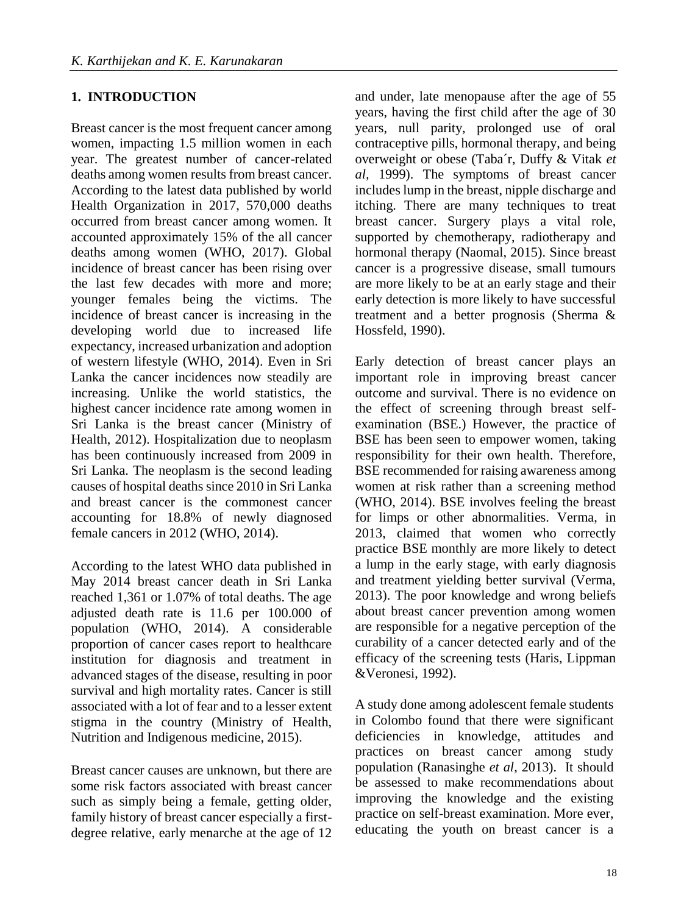## 1. INTRODUCTION

Breast cancer is the most frequent cancer among women, impacting 1.5 million women in each year. The greatest number of cancer-related deaths among women results from breast cancer. According to the latest data published by world Health Organization in 2017, 570,000 deaths occurred from breast cancer among women. It accounted approximately 15% of the all cancer deaths among women (WHO, 2017). Global incidence of breast cancer has been rising over the last few decades with more and more; younger females being the victims. The incidence of breast cancer is increasing in the developing world due to increased life expectancy, increased urbanization and adoption of western lifestyle (WHO, 2014). Even in Sri Lanka the cancer incidences now steadily are increasing. Unlike the world statistics, the highest cancer incidence rate among women in Sri Lanka is the breast cancer (Ministry of Health, 2012). Hospitalization due to neoplasm has been continuously increased from 2009 in Sri Lanka. The neoplasm is the second leading causes of hospital deaths since 2010 in Sri Lanka and breast cancer is the commonest cancer accounting for 18.8% of newly diagnosed female cancers in 2012 (WHO, 2014).

According to the latest WHO data published in May 2014 breast cancer death in Sri Lanka reached 1,361 or 1.07% of total deaths. The age adjusted death rate is 11.6 per 100.000 of population (WHO, 2014). A considerable proportion of cancer cases report to healthcare institution for diagnosis and treatment in advanced stages of the disease, resulting in poor survival and high mortality rates. Cancer is still associated with a lot of fear and to a lesser extent stigma in the country (Ministry of Health, Nutrition and Indigenous medicine, 2015).

Breast cancer causes are unknown, but there are some risk factors associated with breast cancer such as simply being a female, getting older, family history of breast cancer especially a first-degree relative, early menarche at the age of 12 and under, late menopause after the age of 55 years, having the first child after the age of 30 years, null parity, prolonged use of oral contraceptive pills, hormonal therapy, and being overweight or obese (Taba´r, Duffy & Vitak *et al*, 1999). The symptoms of breast cancer includes lump in the breast, nipple discharge and itching. There are many techniques to treat breast cancer. Surgery plays a vital role, supported by chemotherapy, radiotherapy and hormonal therapy (Naomal, 2015). Since breast cancer is a progressive disease, small tumours are more likely to be at an early stage and their early detection is more likely to have successful treatment and a better prognosis (Sherma & Hossfeld, 1990).

Early detection of breast cancer plays an important role in improving breast cancer outcome and survival. There is no evidence on the effect of screening through breast self-examination (BSE.) However, the practice of BSE has been seen to empower women, taking responsibility for their own health. Therefore, BSE recommended for raising awareness among women at risk rather than a screening method (WHO, 2014). BSE involves feeling the breast for limps or other abnormalities. Verma, in 2013, claimed that women who correctly practice BSE monthly are more likely to detect a lump in the early stage, with early diagnosis and treatment yielding better survival (Verma, 2013). The poor knowledge and wrong beliefs about breast cancer prevention among women are responsible for a negative perception of the curability of a cancer detected early and of the efficacy of the screening tests (Haris, Lippman &Veronesi, 1992).

A study done among adolescent female students in Colombo found that there were significant deficiencies in knowledge, attitudes and practices on breast cancer among study population (Ranasinghe *et al*, 2013). It should be assessed to make recommendations about improving the knowledge and the existing practice on self-breast examination. More ever, educating the youth on breast cancer is a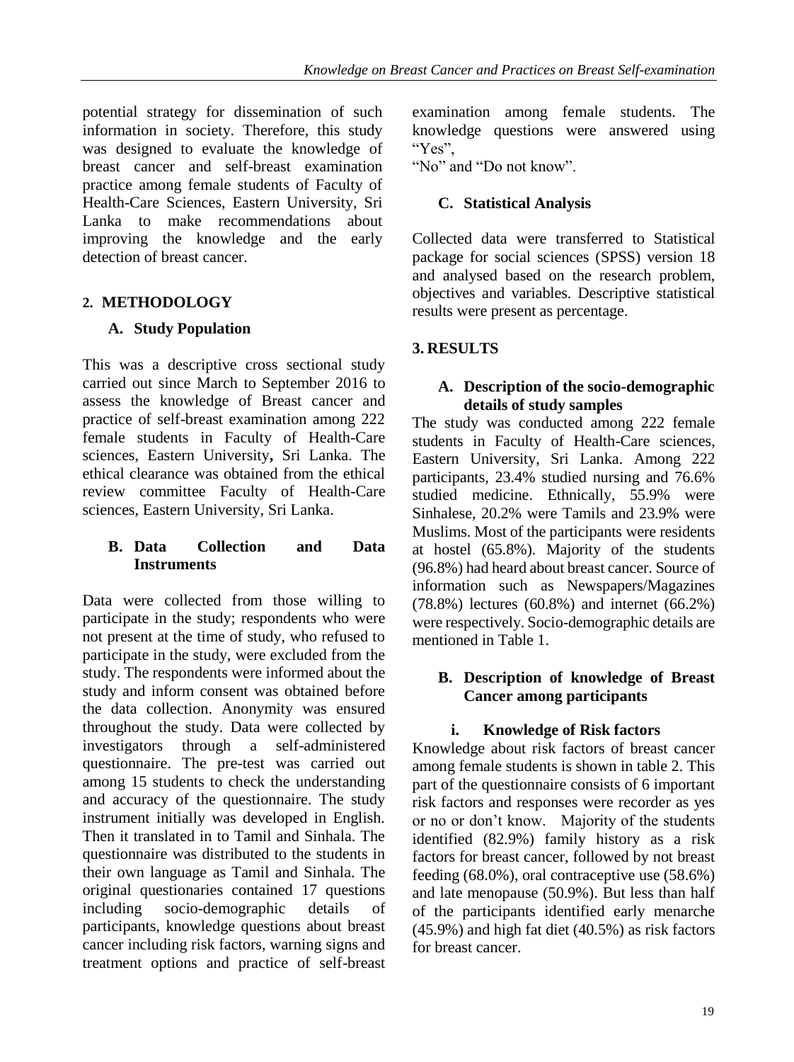potential strategy for dissemination of such information in society. Therefore, this study was designed to evaluate the knowledge of breast cancer and self-breast examination practice among female students of Faculty of Health-Care Sciences, Eastern University, Sri Lanka to make recommendations about improving the knowledge and the early detection of breast cancer.

## 2. METHODOLOGY

### A. Study Population

This was a descriptive cross sectional study carried out since March to September 2016 to assess the knowledge of Breast cancer and practice of self-breast examination among 222 female students in Faculty of Health-Care sciences, Eastern University**,** Sri Lanka. The ethical clearance was obtained from the ethical review committee Faculty of Health-Care sciences, Eastern University, Sri Lanka.

### B. Data Collection and Data Instruments

Data were collected from those willing to participate in the study; respondents who were not present at the time of study, who refused to participate in the study, were excluded from the study. The respondents were informed about the study and inform consent was obtained before the data collection. Anonymity was ensured throughout the study. Data were collected by investigators through a self-administered questionnaire. The pre-test was carried out among 15 students to check the understanding and accuracy of the questionnaire. The study instrument initially was developed in English. Then it translated in to Tamil and Sinhala. The questionnaire was distributed to the students in their own language as Tamil and Sinhala. The original questionaries contained 17 questions including socio-demographic details of participants, knowledge questions about breast cancer including risk factors, warning signs and treatment options and practice of self-breast examination among female students. The knowledge questions were answered using "Yes",
"No" and "Do not know".

### C. Statistical Analysis

Collected data were transferred to Statistical package for social sciences (SPSS) version 18 and analysed based on the research problem, objectives and variables. Descriptive statistical results were present as percentage.

## 3. RESULTS

### A. Description of the socio-demographic details of study samples

The study was conducted among 222 female students in Faculty of Health-Care sciences, Eastern University, Sri Lanka. Among 222 participants, 23.4% studied nursing and 76.6% studied medicine. Ethnically, 55.9% were Sinhalese, 20.2% were Tamils and 23.9% were Muslims. Most of the participants were residents at hostel (65.8%). Majority of the students (96.8%) had heard about breast cancer. Source of information such as Newspapers/Magazines (78.8%) lectures (60.8%) and internet (66.2%) were respectively. Socio-demographic details are mentioned in Table 1.

### B. Description of knowledge of Breast Cancer among participants

#### i. Knowledge of Risk factors

Knowledge about risk factors of breast cancer among female students is shown in table 2. This part of the questionnaire consists of 6 important risk factors and responses were recorder as yes or no or don't know. Majority of the students identified (82.9%) family history as a risk factors for breast cancer, followed by not breast feeding (68.0%), oral contraceptive use (58.6%) and late menopause (50.9%). But less than half of the participants identified early menarche (45.9%) and high fat diet (40.5%) as risk factors for breast cancer.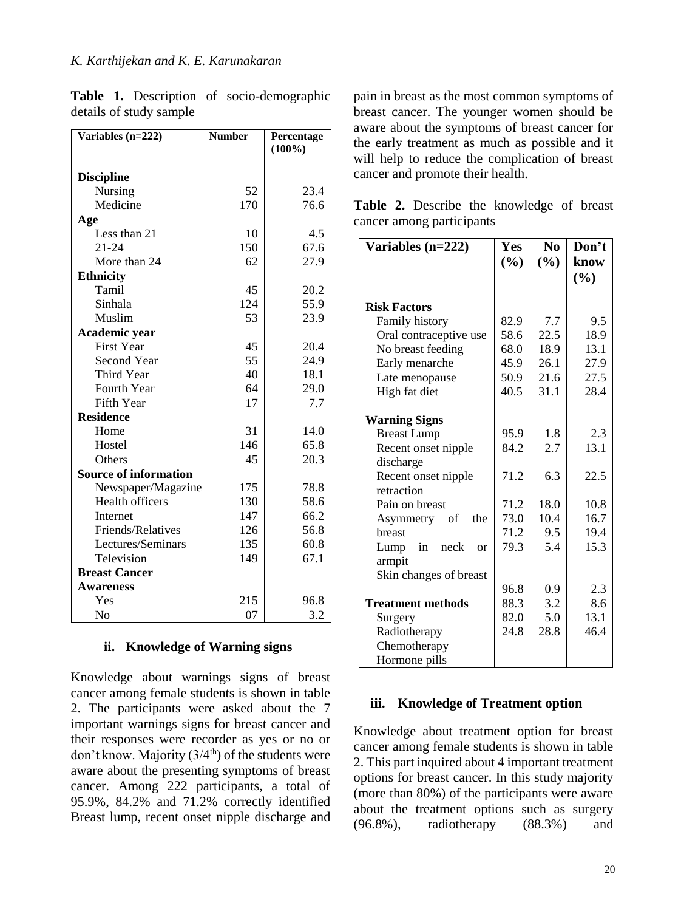**Table 1.** Description of socio-demographic details of study sample

| Variables (n=222) | Number | Percentage (100%) |
|---|---|---|
| **Discipline** | | |
| Nursing | 52 | 23.4 |
| Medicine | 170 | 76.6 |
| **Age** | | |
| Less than 21 | 10 | 4.5 |
| 21-24 | 150 | 67.6 |
| More than 24 | 62 | 27.9 |
| **Ethnicity** | | |
| Tamil | 45 | 20.2 |
| Sinhala | 124 | 55.9 |
| Muslim | 53 | 23.9 |
| **Academic year** | | |
| First Year | 45 | 20.4 |
| Second Year | 55 | 24.9 |
| Third Year | 40 | 18.1 |
| Fourth Year | 64 | 29.0 |
| Fifth Year | 17 | 7.7 |
| **Residence** | | |
| Home | 31 | 14.0 |
| Hostel | 146 | 65.8 |
| Others | 45 | 20.3 |
| **Source of information** | | |
| Newspaper/Magazine | 175 | 78.8 |
| Health officers | 130 | 58.6 |
| Internet | 147 | 66.2 |
| Friends/Relatives | 126 | 56.8 |
| Lectures/Seminars | 135 | 60.8 |
| Television | 149 | 67.1 |
| **Breast Cancer Awareness** | | |
| Yes | 215 | 96.8 |
| No | 07 | 3.2 |

### ii. Knowledge of Warning signs

Knowledge about warnings signs of breast cancer among female students is shown in table 2. The participants were asked about the 7 important warnings signs for breast cancer and their responses were recorder as yes or no or don't know. Majority (3/4[th]) of the students were aware about the presenting symptoms of breast cancer. Among 222 participants, a total of 95.9%, 84.2% and 71.2% correctly identified Breast lump, recent onset nipple discharge and pain in breast as the most common symptoms of breast cancer. The younger women should be aware about the symptoms of breast cancer for the early treatment as much as possible and it will help to reduce the complication of breast cancer and promote their health.

**Table 2.** Describe the knowledge of breast cancer among participants

| Variables (n=222) | Yes (%) | No (%) | Don't know (%) |
|---|---|---|---|
| **Risk Factors** | | | |
| Family history | 82.9 | 7.7 | 9.5 |
| Oral contraceptive use | 58.6 | 22.5 | 18.9 |
| No breast feeding | 68.0 | 18.9 | 13.1 |
| Early menarche | 45.9 | 26.1 | 27.9 |
| Late menopause | 50.9 | 21.6 | 27.5 |
| High fat diet | 40.5 | 31.1 | 28.4 |
| **Warning Signs** | | | |
| Breast Lump | 95.9 | 1.8 | 2.3 |
| Recent onset nipple discharge | 84.2 | 2.7 | 13.1 |
| Recent onset nipple retraction | 71.2 | 6.3 | 22.5 |
| Pain on breast | 71.2 | 18.0 | 10.8 |
| Asymmetry of the breast | 73.0 | 10.4 | 16.7 |
| Lump in neck or armpit | 71.2 | 9.5 | 19.4 |
| Skin changes of breast | 79.3 | 5.4 | 15.3 |
| **Treatment methods** | | | |
| Surgery | 96.8 | 0.9 | 2.3 |
| Radiotherapy | 88.3 | 3.2 | 8.6 |
| Chemotherapy | 82.0 | 5.0 | 13.1 |
| Hormone pills | 24.8 | 28.8 | 46.4 |

### iii. Knowledge of Treatment option

Knowledge about treatment option for breast cancer among female students is shown in table 2. This part inquired about 4 important treatment options for breast cancer. In this study majority (more than 80%) of the participants were aware about the treatment options such as surgery (96.8%), radiotherapy (88.3%) and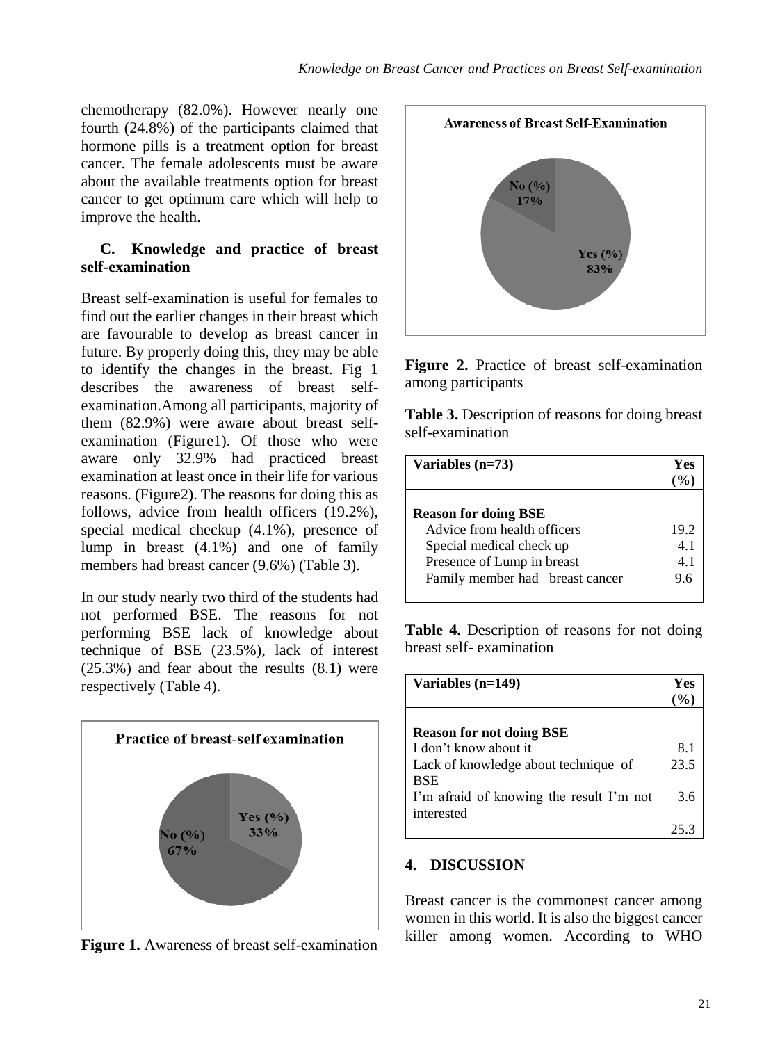chemotherapy (82.0%). However nearly one fourth (24.8%) of the participants claimed that hormone pills is a treatment option for breast cancer. The female adolescents must be aware about the available treatments option for breast cancer to get optimum care which will help to improve the health.

### C. Knowledge and practice of breast self-examination

Breast self-examination is useful for females to find out the earlier changes in their breast which are favourable to develop as breast cancer in future. By properly doing this, they may be able to identify the changes in the breast. Fig 1 describes the awareness of breast self-examination.Among all participants, majority of them (82.9%) were aware about breast self-examination (Figure1). Of those who were aware only 32.9% had practiced breast examination at least once in their life for various reasons. (Figure2). The reasons for doing this as follows, advice from health officers (19.2%), special medical checkup (4.1%), presence of lump in breast (4.1%) and one of family members had breast cancer (9.6%) (Table 3).

In our study nearly two third of the students had not performed BSE. The reasons for not performing BSE lack of knowledge about technique of BSE (23.5%), lack of interest (25.3%) and fear about the results (8.1) were respectively (Table 4).

**Practice of breast-self examination**

Yes (%) 33%

No (%) 67%

**Figure 1.** Awareness of breast self-examination

**Awareness of Breast Self-Examination**

No (%) 17%

Yes (%) 83%

**Figure 2.** Practice of breast self-examination among participants

**Table 3.** Description of reasons for doing breast self-examination

| Variables (n=73) | Yes (%) |
|---|---|
| **Reason for doing BSE** | |
| Advice from health officers | 19.2 |
| Special medical check up | 4.1 |
| Presence of Lump in breast | 4.1 |
| Family member had breast cancer | 9.6 |

**Table 4.** Description of reasons for not doing breast self- examination

| Variables (n=149) | Yes (%) |
|---|---|
| **Reason for not doing BSE** | |
| I don't know about it | 8.1 |
| Lack of knowledge about technique of BSE | 23.5 |
| I'm afraid of knowing the result I'm not interested | 3.6 |
| | 25.3 |

## 4. DISCUSSION

Breast cancer is the commonest cancer among women in this world. It is also the biggest cancer killer among women. According to WHO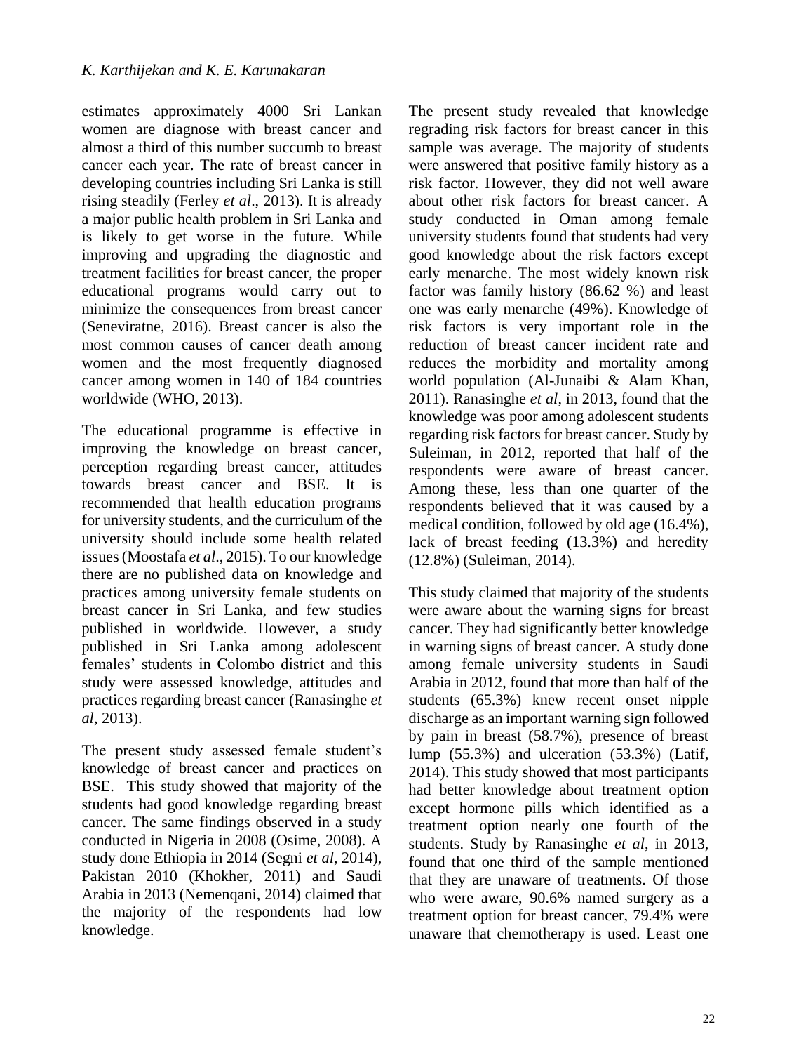estimates approximately 4000 Sri Lankan women are diagnose with breast cancer and almost a third of this number succumb to breast cancer each year. The rate of breast cancer in developing countries including Sri Lanka is still rising steadily (Ferley *et al*., 2013). It is already a major public health problem in Sri Lanka and is likely to get worse in the future. While improving and upgrading the diagnostic and treatment facilities for breast cancer, the proper educational programs would carry out to minimize the consequences from breast cancer (Seneviratne, 2016). Breast cancer is also the most common causes of cancer death among women and the most frequently diagnosed cancer among women in 140 of 184 countries worldwide (WHO, 2013).

The educational programme is effective in improving the knowledge on breast cancer, perception regarding breast cancer, attitudes towards breast cancer and BSE. It is recommended that health education programs for university students, and the curriculum of the university should include some health related issues (Moostafa *et al*., 2015). To our knowledge there are no published data on knowledge and practices among university female students on breast cancer in Sri Lanka, and few studies published in worldwide. However, a study published in Sri Lanka among adolescent females' students in Colombo district and this study were assessed knowledge, attitudes and practices regarding breast cancer (Ranasinghe *et al*, 2013).

The present study assessed female student's knowledge of breast cancer and practices on BSE. This study showed that majority of the students had good knowledge regarding breast cancer. The same findings observed in a study conducted in Nigeria in 2008 (Osime, 2008). A study done Ethiopia in 2014 (Segni *et al*, 2014), Pakistan 2010 (Khokher, 2011) and Saudi Arabia in 2013 (Nemenqani, 2014) claimed that the majority of the respondents had low knowledge.

The present study revealed that knowledge regrading risk factors for breast cancer in this sample was average. The majority of students were answered that positive family history as a risk factor. However, they did not well aware about other risk factors for breast cancer. A study conducted in Oman among female university students found that students had very good knowledge about the risk factors except early menarche. The most widely known risk factor was family history (86.62 %) and least one was early menarche (49%). Knowledge of risk factors is very important role in the reduction of breast cancer incident rate and reduces the morbidity and mortality among world population (Al-Junaibi & Alam Khan, 2011). Ranasinghe *et al*, in 2013, found that the knowledge was poor among adolescent students regarding risk factors for breast cancer. Study by Suleiman, in 2012, reported that half of the respondents were aware of breast cancer. Among these, less than one quarter of the respondents believed that it was caused by a medical condition, followed by old age (16.4%), lack of breast feeding (13.3%) and heredity (12.8%) (Suleiman, 2014).

This study claimed that majority of the students were aware about the warning signs for breast cancer. They had significantly better knowledge in warning signs of breast cancer. A study done among female university students in Saudi Arabia in 2012, found that more than half of the students (65.3%) knew recent onset nipple discharge as an important warning sign followed by pain in breast (58.7%), presence of breast lump (55.3%) and ulceration (53.3%) (Latif, 2014). This study showed that most participants had better knowledge about treatment option except hormone pills which identified as a treatment option nearly one fourth of the students. Study by Ranasinghe *et al*, in 2013, found that one third of the sample mentioned that they are unaware of treatments. Of those who were aware, 90.6% named surgery as a treatment option for breast cancer, 79.4% were unaware that chemotherapy is used. Least one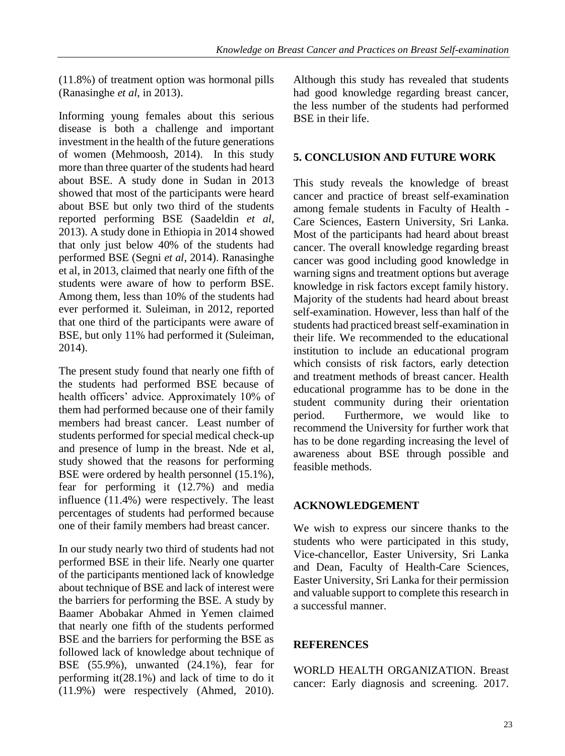(11.8%) of treatment option was hormonal pills (Ranasinghe *et al*, in 2013).

Informing young females about this serious disease is both a challenge and important investment in the health of the future generations of women (Mehmoosh, 2014). In this study more than three quarter of the students had heard about BSE. A study done in Sudan in 2013 showed that most of the participants were heard about BSE but only two third of the students reported performing BSE (Saadeldin *et al*, 2013). A study done in Ethiopia in 2014 showed that only just below 40% of the students had performed BSE (Segni *et al*, 2014). Ranasinghe et al, in 2013, claimed that nearly one fifth of the students were aware of how to perform BSE. Among them, less than 10% of the students had ever performed it. Suleiman, in 2012, reported that one third of the participants were aware of BSE, but only 11% had performed it (Suleiman, 2014).

The present study found that nearly one fifth of the students had performed BSE because of health officers' advice. Approximately 10% of them had performed because one of their family members had breast cancer. Least number of students performed for special medical check-up and presence of lump in the breast. Nde et al, study showed that the reasons for performing BSE were ordered by health personnel (15.1%), fear for performing it (12.7%) and media influence (11.4%) were respectively. The least percentages of students had performed because one of their family members had breast cancer.

In our study nearly two third of students had not performed BSE in their life. Nearly one quarter of the participants mentioned lack of knowledge about technique of BSE and lack of interest were the barriers for performing the BSE. A study by Baamer Abobakar Ahmed in Yemen claimed that nearly one fifth of the students performed BSE and the barriers for performing the BSE as followed lack of knowledge about technique of BSE (55.9%), unwanted (24.1%), fear for performing it(28.1%) and lack of time to do it (11.9%) were respectively (Ahmed, 2010). Although this study has revealed that students had good knowledge regarding breast cancer, the less number of the students had performed BSE in their life.

## 5. CONCLUSION AND FUTURE WORK

This study reveals the knowledge of breast cancer and practice of breast self-examination among female students in Faculty of Health - Care Sciences, Eastern University, Sri Lanka. Most of the participants had heard about breast cancer. The overall knowledge regarding breast cancer was good including good knowledge in warning signs and treatment options but average knowledge in risk factors except family history. Majority of the students had heard about breast self-examination. However, less than half of the students had practiced breast self-examination in their life. We recommended to the educational institution to include an educational program which consists of risk factors, early detection and treatment methods of breast cancer. Health educational programme has to be done in the student community during their orientation period. Furthermore, we would like to recommend the University for further work that has to be done regarding increasing the level of awareness about BSE through possible and feasible methods.

## ACKNOWLEDGEMENT

We wish to express our sincere thanks to the students who were participated in this study, Vice-chancellor, Easter University, Sri Lanka and Dean, Faculty of Health-Care Sciences, Easter University, Sri Lanka for their permission and valuable support to complete this research in a successful manner.

## REFERENCES

WORLD HEALTH ORGANIZATION. Breast cancer: Early diagnosis and screening. 2017.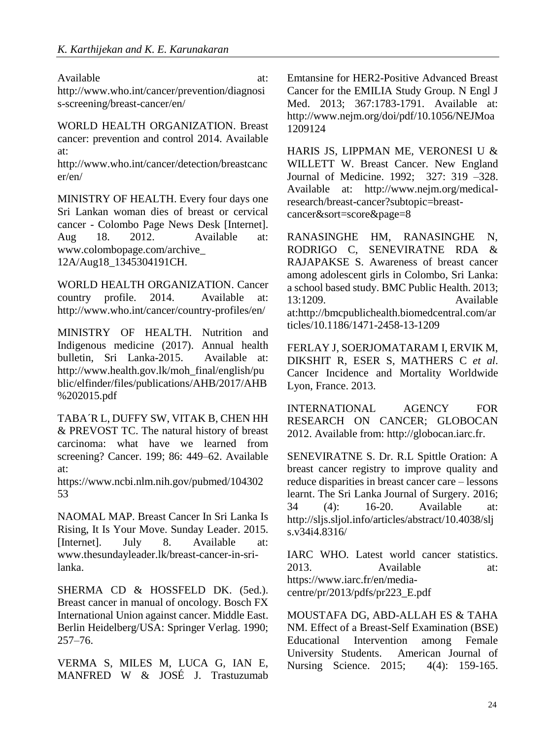Available at: http://www.who.int/cancer/prevention/diagnosis-screening/breast-cancer/en/

WORLD HEALTH ORGANIZATION. Breast cancer: prevention and control 2014. Available at: http://www.who.int/cancer/detection/breastcancer/en/

MINISTRY OF HEALTH. Every four days one Sri Lankan woman dies of breast or cervical cancer - Colombo Page News Desk [Internet]. Aug 18. 2012. Available at: www.colombopage.com/archive_12A/Aug18_1345304191CH.

WORLD HEALTH ORGANIZATION. Cancer country profile. 2014. Available at: http://www.who.int/cancer/country-profiles/en/

MINISTRY OF HEALTH. Nutrition and Indigenous medicine (2017). Annual health bulletin, Sri Lanka-2015. Available at: http://www.health.gov.lk/moh_final/english/public/elfinder/files/publications/AHB/2017/AHB%202015.pdf

TABA´R L, DUFFY SW, VITAK B, CHEN HH & PREVOST TC. The natural history of breast carcinoma: what have we learned from screening? Cancer. 199; 86: 449–62. Available at: https://www.ncbi.nlm.nih.gov/pubmed/10430253

NAOMAL MAP. Breast Cancer In Sri Lanka Is Rising, It Is Your Move. Sunday Leader. 2015. [Internet]. July 8. Available at: www.thesundayleader.lk/breast-cancer-in-sri-lanka.

SHERMA CD & HOSSFELD DK. (5ed.). Breast cancer in manual of oncology. Bosch FX International Union against cancer. Middle East. Berlin Heidelberg/USA: Springer Verlag. 1990; 257–76.

VERMA S, MILES M, LUCA G, IAN E, MANFRED W & JOSÉ J. Trastuzumab Emtansine for HER2-Positive Advanced Breast Cancer for the EMILIA Study Group. N Engl J Med. 2013; 367:1783-1791. Available at: http://www.nejm.org/doi/pdf/10.1056/NEJMoa1209124

HARIS JS, LIPPMAN ME, VERONESI U & WILLETT W. Breast Cancer. New England Journal of Medicine. 1992; 327: 319 –328. Available at: http://www.nejm.org/medical-research/breast-cancer?subtopic=breast-cancer&sort=score&page=8

RANASINGHE HM, RANASINGHE N, RODRIGO C, SENEVIRATNE RDA & RAJAPAKSE S. Awareness of breast cancer among adolescent girls in Colombo, Sri Lanka: a school based study. BMC Public Health. 2013; 13:1209. Available at:http://bmcpublichealth.biomedcentral.com/articles/10.1186/1471-2458-13-1209

FERLAY J, SOERJOMATARAM I, ERVIK M, DIKSHIT R, ESER S, MATHERS C *et al*. Cancer Incidence and Mortality Worldwide Lyon, France. 2013.

INTERNATIONAL AGENCY FOR RESEARCH ON CANCER; GLOBOCAN 2012. Available from: http://globocan.iarc.fr.

SENEVIRATNE S. Dr. R.L Spittle Oration: A breast cancer registry to improve quality and reduce disparities in breast cancer care – lessons learnt. The Sri Lanka Journal of Surgery. 2016; 34 (4): 16-20. Available at: http://sljs.sljol.info/articles/abstract/10.4038/sljs.v34i4.8316/

IARC WHO. Latest world cancer statistics. 2013. Available at: https://www.iarc.fr/en/media-centre/pr/2013/pdfs/pr223_E.pdf

MOUSTAFA DG, ABD-ALLAH ES & TAHA NM. Effect of a Breast-Self Examination (BSE) Educational Intervention among Female University Students. American Journal of Nursing Science. 2015; 4(4): 159-165.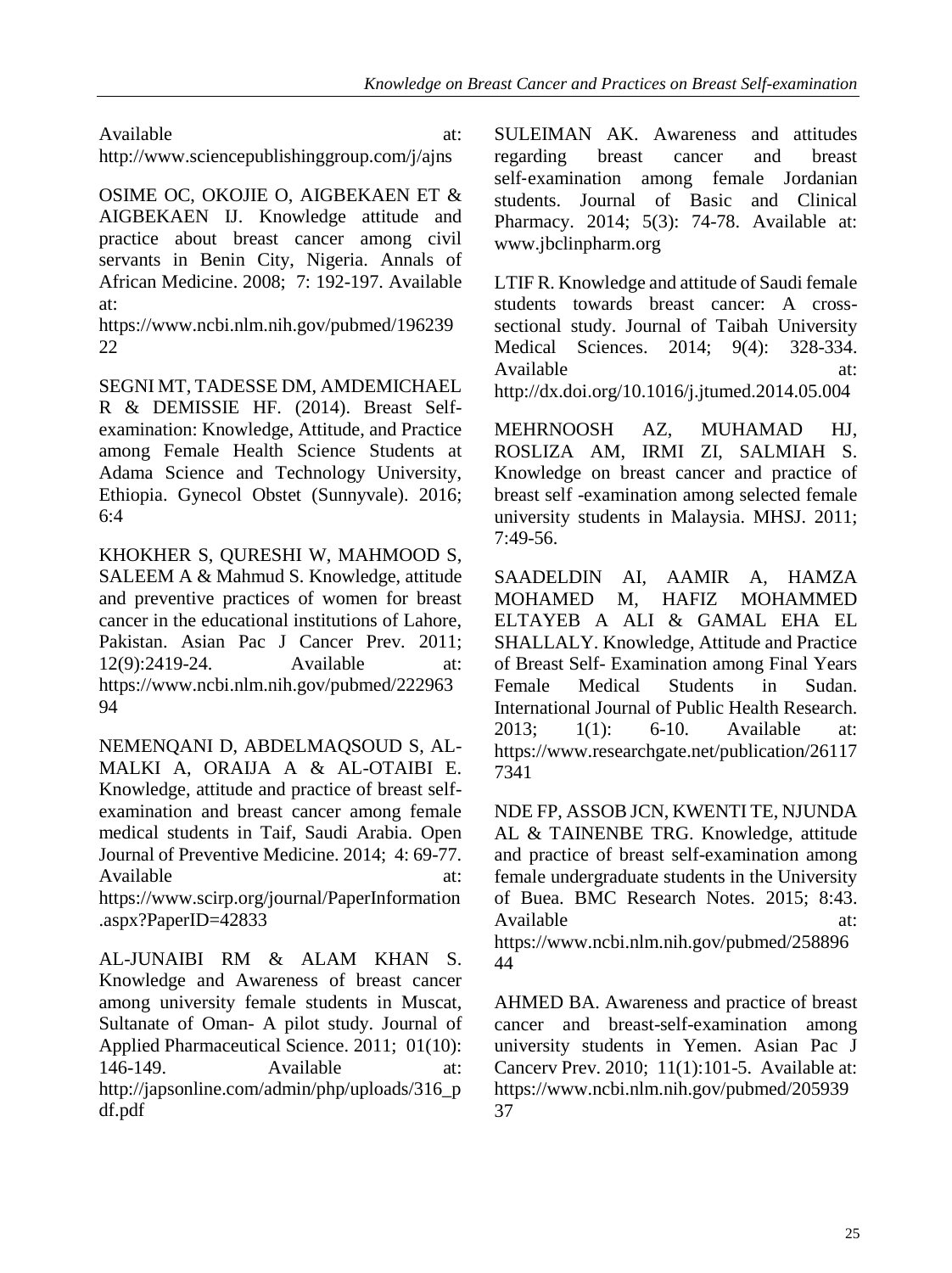Available at: http://www.sciencepublishinggroup.com/j/ajns

OSIME OC, OKOJIE O, AIGBEKAEN ET & AIGBEKAEN IJ. Knowledge attitude and practice about breast cancer among civil servants in Benin City, Nigeria. Annals of African Medicine. 2008; 7: 192-197. Available at: https://www.ncbi.nlm.nih.gov/pubmed/19623922

SEGNI MT, TADESSE DM, AMDEMICHAEL R & DEMISSIE HF. (2014). Breast Self-examination: Knowledge, Attitude, and Practice among Female Health Science Students at Adama Science and Technology University, Ethiopia. Gynecol Obstet (Sunnyvale). 2016; 6:4

KHOKHER S, QURESHI W, MAHMOOD S, SALEEM A & Mahmud S. Knowledge, attitude and preventive practices of women for breast cancer in the educational institutions of Lahore, Pakistan. Asian Pac J Cancer Prev. 2011; 12(9):2419-24. Available at: https://www.ncbi.nlm.nih.gov/pubmed/22296394

NEMENQANI D, ABDELMAQSOUD S, AL-MALKI A, ORAIJA A & AL-OTAIBI E. Knowledge, attitude and practice of breast self-examination and breast cancer among female medical students in Taif, Saudi Arabia. Open Journal of Preventive Medicine. 2014; 4: 69-77. Available at: https://www.scirp.org/journal/PaperInformation.aspx?PaperID=42833

AL-JUNAIBI RM & ALAM KHAN S. Knowledge and Awareness of breast cancer among university female students in Muscat, Sultanate of Oman- A pilot study. Journal of Applied Pharmaceutical Science. 2011; 01(10): 146-149. Available at: http://japsonline.com/admin/php/uploads/316_pdf.pdf

SULEIMAN AK. Awareness and attitudes regarding breast cancer and breast self-examination among female Jordanian students. Journal of Basic and Clinical Pharmacy. 2014; 5(3): 74-78. Available at: www.jbclinpharm.org

LTIF R. Knowledge and attitude of Saudi female students towards breast cancer: A cross-sectional study. Journal of Taibah University Medical Sciences. 2014; 9(4): 328-334. Available at: http://dx.doi.org/10.1016/j.jtumed.2014.05.004

MEHRNOOSH AZ, MUHAMAD HJ, ROSLIZA AM, IRMI ZI, SALMIAH S. Knowledge on breast cancer and practice of breast self -examination among selected female university students in Malaysia. MHSJ. 2011; 7:49-56.

SAADELDIN AI, AAMIR A, HAMZA MOHAMED M, HAFIZ MOHAMMED ELTAYEB A ALI & GAMAL EHA EL SHALLALY. Knowledge, Attitude and Practice of Breast Self- Examination among Final Years Female Medical Students in Sudan. International Journal of Public Health Research. 2013; 1(1): 6-10. Available at: https://www.researchgate.net/publication/261177341

NDE FP, ASSOB JCN, KWENTI TE, NJUNDA AL & TAINENBE TRG. Knowledge, attitude and practice of breast self-examination among female undergraduate students in the University of Buea. BMC Research Notes. 2015; 8:43. Available at: https://www.ncbi.nlm.nih.gov/pubmed/25889644

AHMED BA. Awareness and practice of breast cancer and breast-self-examination among university students in Yemen. Asian Pac J Cancerv Prev. 2010; 11(1):101-5. Available at: https://www.ncbi.nlm.nih.gov/pubmed/20593937